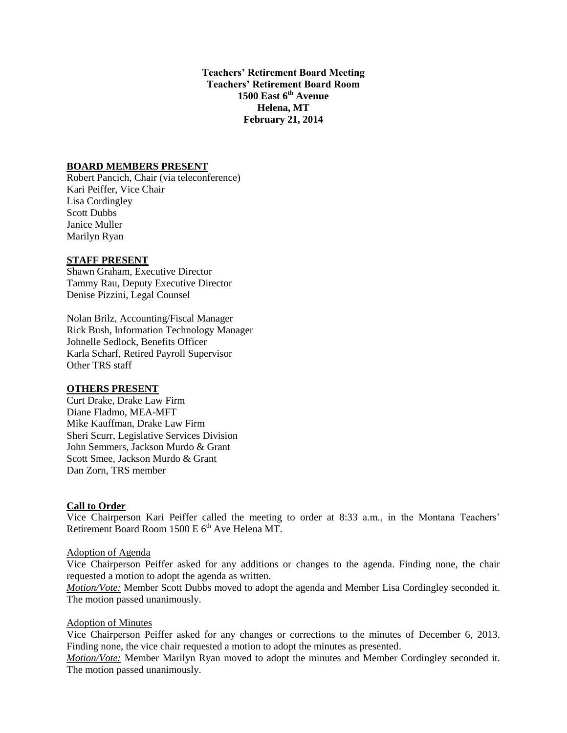**Teachers' Retirement Board Meeting**
**Teachers' Retirement Board Room**
**1500 East 6th Avenue**
**Helena, MT**
**February 21, 2014**

**BOARD MEMBERS PRESENT**

Robert Pancich, Chair (via teleconference)
Kari Peiffer, Vice Chair
Lisa Cordingley
Scott Dubbs
Janice Muller
Marilyn Ryan

**STAFF PRESENT**

Shawn Graham, Executive Director
Tammy Rau, Deputy Executive Director
Denise Pizzini, Legal Counsel

Nolan Brilz, Accounting/Fiscal Manager
Rick Bush, Information Technology Manager
Johnelle Sedlock, Benefits Officer
Karla Scharf, Retired Payroll Supervisor
Other TRS staff

**OTHERS PRESENT**

Curt Drake, Drake Law Firm
Diane Fladmo, MEA-MFT
Mike Kauffman, Drake Law Firm
Sheri Scurr, Legislative Services Division
John Semmers, Jackson Murdo & Grant
Scott Smee, Jackson Murdo & Grant
Dan Zorn, TRS member

**Call to Order**

Vice Chairperson Kari Peiffer called the meeting to order at 8:33 a.m., in the Montana Teachers' Retirement Board Room 1500 E 6th Ave Helena MT.

Adoption of Agenda

Vice Chairperson Peiffer asked for any additions or changes to the agenda. Finding none, the chair requested a motion to adopt the agenda as written.

*Motion/Vote:* Member Scott Dubbs moved to adopt the agenda and Member Lisa Cordingley seconded it. The motion passed unanimously.

Adoption of Minutes

Vice Chairperson Peiffer asked for any changes or corrections to the minutes of December 6, 2013. Finding none, the vice chair requested a motion to adopt the minutes as presented.

*Motion/Vote:* Member Marilyn Ryan moved to adopt the minutes and Member Cordingley seconded it. The motion passed unanimously.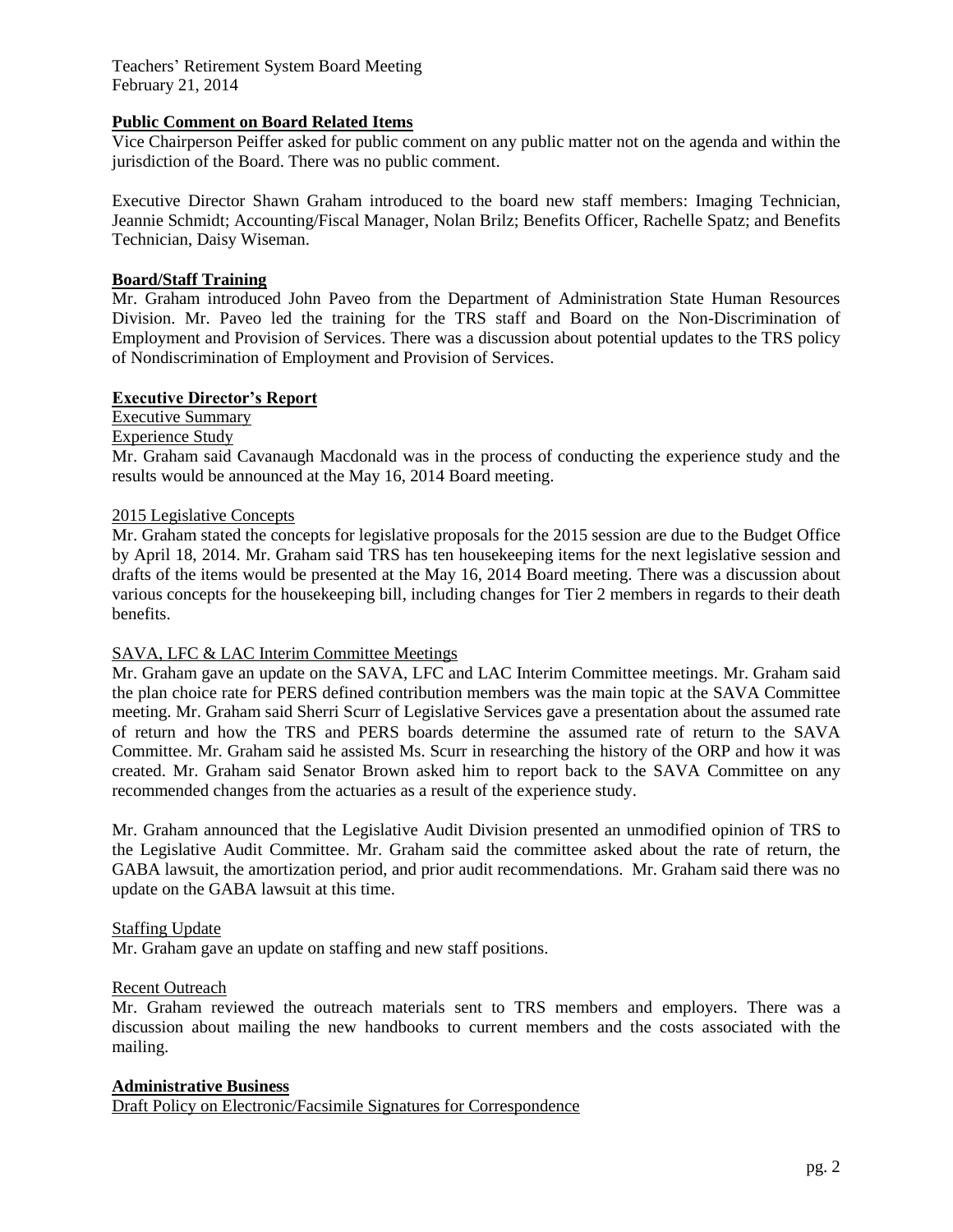## Public Comment on Board Related Items

Vice Chairperson Peiffer asked for public comment on any public matter not on the agenda and within the jurisdiction of the Board. There was no public comment.

Executive Director Shawn Graham introduced to the board new staff members: Imaging Technician, Jeannie Schmidt; Accounting/Fiscal Manager, Nolan Brilz; Benefits Officer, Rachelle Spatz; and Benefits Technician, Daisy Wiseman.

## Board/Staff Training

Mr. Graham introduced John Paveo from the Department of Administration State Human Resources Division. Mr. Paveo led the training for the TRS staff and Board on the Non-Discrimination of Employment and Provision of Services. There was a discussion about potential updates to the TRS policy of Nondiscrimination of Employment and Provision of Services.

## Executive Director's Report

### Executive Summary

#### Experience Study

Mr. Graham said Cavanaugh Macdonald was in the process of conducting the experience study and the results would be announced at the May 16, 2014 Board meeting.

#### 2015 Legislative Concepts

Mr. Graham stated the concepts for legislative proposals for the 2015 session are due to the Budget Office by April 18, 2014. Mr. Graham said TRS has ten housekeeping items for the next legislative session and drafts of the items would be presented at the May 16, 2014 Board meeting. There was a discussion about various concepts for the housekeeping bill, including changes for Tier 2 members in regards to their death benefits.

#### SAVA, LFC & LAC Interim Committee Meetings

Mr. Graham gave an update on the SAVA, LFC and LAC Interim Committee meetings. Mr. Graham said the plan choice rate for PERS defined contribution members was the main topic at the SAVA Committee meeting. Mr. Graham said Sherri Scurr of Legislative Services gave a presentation about the assumed rate of return and how the TRS and PERS boards determine the assumed rate of return to the SAVA Committee. Mr. Graham said he assisted Ms. Scurr in researching the history of the ORP and how it was created. Mr. Graham said Senator Brown asked him to report back to the SAVA Committee on any recommended changes from the actuaries as a result of the experience study.

Mr. Graham announced that the Legislative Audit Division presented an unmodified opinion of TRS to the Legislative Audit Committee. Mr. Graham said the committee asked about the rate of return, the GABA lawsuit, the amortization period, and prior audit recommendations. Mr. Graham said there was no update on the GABA lawsuit at this time.

#### Staffing Update

Mr. Graham gave an update on staffing and new staff positions.

#### Recent Outreach

Mr. Graham reviewed the outreach materials sent to TRS members and employers. There was a discussion about mailing the new handbooks to current members and the costs associated with the mailing.

## Administrative Business

### Draft Policy on Electronic/Facsimile Signatures for Correspondence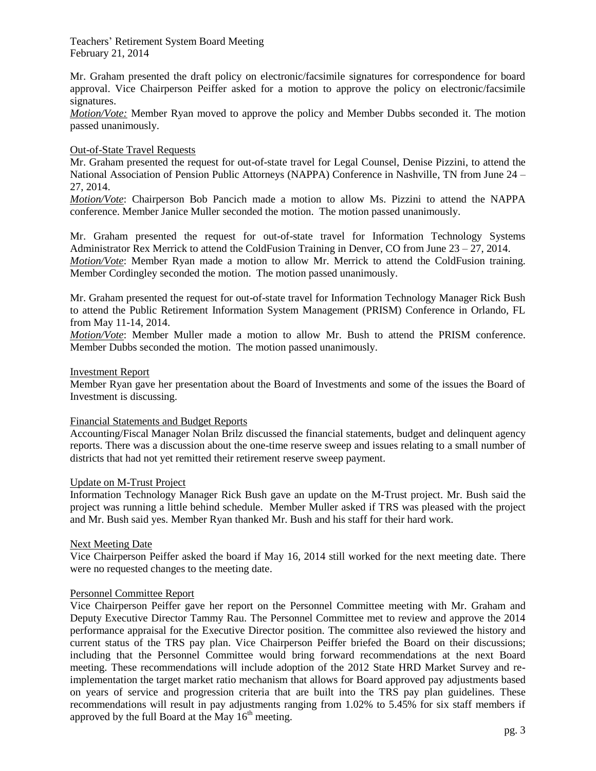Mr. Graham presented the draft policy on electronic/facsimile signatures for correspondence for board approval. Vice Chairperson Peiffer asked for a motion to approve the policy on electronic/facsimile signatures.

***Motion/Vote:*** Member Ryan moved to approve the policy and Member Dubbs seconded it. The motion passed unanimously.

## Out-of-State Travel Requests

Mr. Graham presented the request for out-of-state travel for Legal Counsel, Denise Pizzini, to attend the National Association of Pension Public Attorneys (NAPPA) Conference in Nashville, TN from June 24 – 27, 2014.

***Motion/Vote***: Chairperson Bob Pancich made a motion to allow Ms. Pizzini to attend the NAPPA conference. Member Janice Muller seconded the motion. The motion passed unanimously.

Mr. Graham presented the request for out-of-state travel for Information Technology Systems Administrator Rex Merrick to attend the ColdFusion Training in Denver, CO from June 23 – 27, 2014.

***Motion/Vote***: Member Ryan made a motion to allow Mr. Merrick to attend the ColdFusion training. Member Cordingley seconded the motion. The motion passed unanimously.

Mr. Graham presented the request for out-of-state travel for Information Technology Manager Rick Bush to attend the Public Retirement Information System Management (PRISM) Conference in Orlando, FL from May 11-14, 2014.

***Motion/Vote***: Member Muller made a motion to allow Mr. Bush to attend the PRISM conference. Member Dubbs seconded the motion. The motion passed unanimously.

## Investment Report

Member Ryan gave her presentation about the Board of Investments and some of the issues the Board of Investment is discussing.

## Financial Statements and Budget Reports

Accounting/Fiscal Manager Nolan Brilz discussed the financial statements, budget and delinquent agency reports. There was a discussion about the one-time reserve sweep and issues relating to a small number of districts that had not yet remitted their retirement reserve sweep payment.

## Update on M-Trust Project

Information Technology Manager Rick Bush gave an update on the M-Trust project. Mr. Bush said the project was running a little behind schedule. Member Muller asked if TRS was pleased with the project and Mr. Bush said yes. Member Ryan thanked Mr. Bush and his staff for their hard work.

## Next Meeting Date

Vice Chairperson Peiffer asked the board if May 16, 2014 still worked for the next meeting date. There were no requested changes to the meeting date.

## Personnel Committee Report

Vice Chairperson Peiffer gave her report on the Personnel Committee meeting with Mr. Graham and Deputy Executive Director Tammy Rau. The Personnel Committee met to review and approve the 2014 performance appraisal for the Executive Director position. The committee also reviewed the history and current status of the TRS pay plan. Vice Chairperson Peiffer briefed the Board on their discussions; including that the Personnel Committee would bring forward recommendations at the next Board meeting. These recommendations will include adoption of the 2012 State HRD Market Survey and re-implementation the target market ratio mechanism that allows for Board approved pay adjustments based on years of service and progression criteria that are built into the TRS pay plan guidelines. These recommendations will result in pay adjustments ranging from 1.02% to 5.45% for six staff members if approved by the full Board at the May 16th meeting.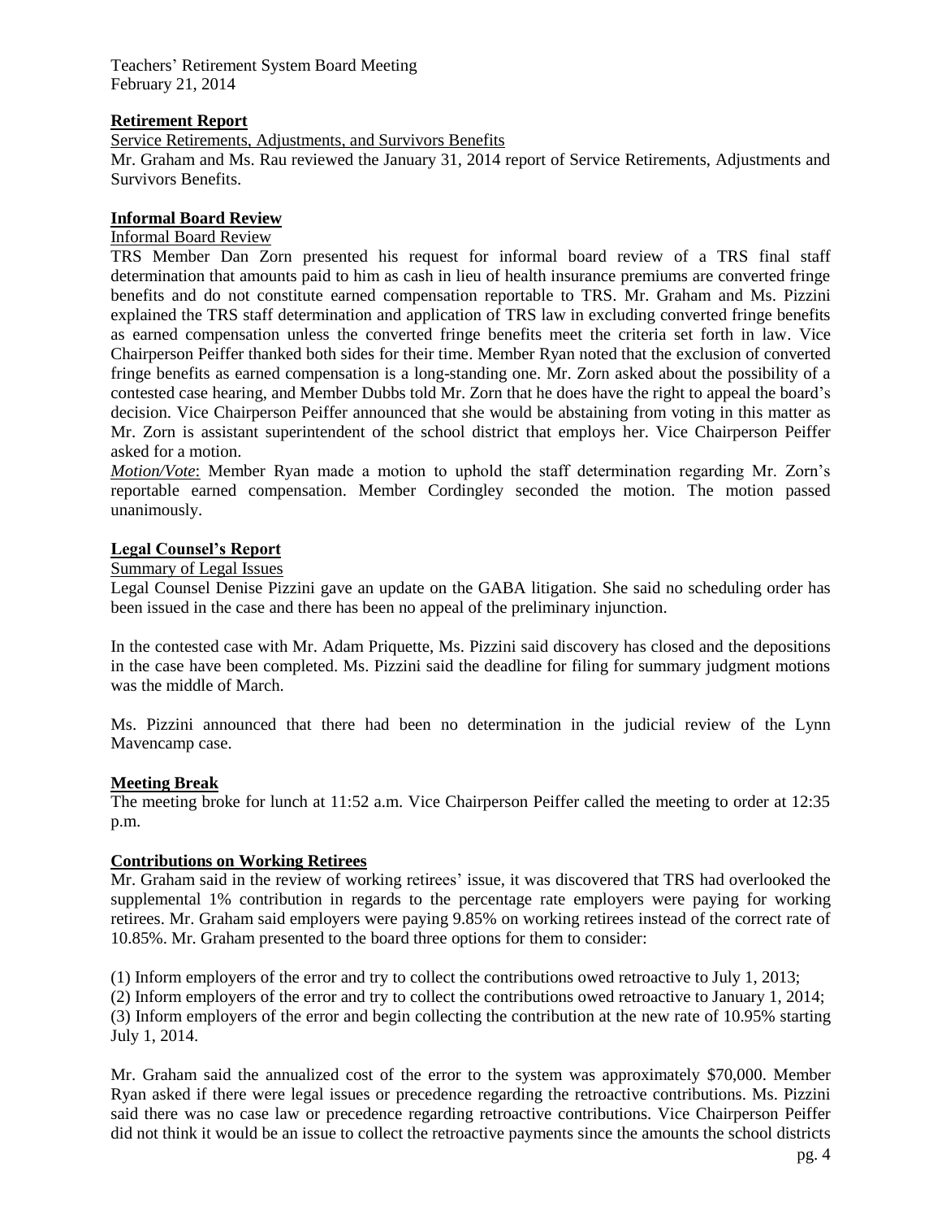**Retirement Report**

Service Retirements, Adjustments, and Survivors Benefits

Mr. Graham and Ms. Rau reviewed the January 31, 2014 report of Service Retirements, Adjustments and Survivors Benefits.

**Informal Board Review**

Informal Board Review

TRS Member Dan Zorn presented his request for informal board review of a TRS final staff determination that amounts paid to him as cash in lieu of health insurance premiums are converted fringe benefits and do not constitute earned compensation reportable to TRS. Mr. Graham and Ms. Pizzini explained the TRS staff determination and application of TRS law in excluding converted fringe benefits as earned compensation unless the converted fringe benefits meet the criteria set forth in law. Vice Chairperson Peiffer thanked both sides for their time. Member Ryan noted that the exclusion of converted fringe benefits as earned compensation is a long-standing one. Mr. Zorn asked about the possibility of a contested case hearing, and Member Dubbs told Mr. Zorn that he does have the right to appeal the board's decision. Vice Chairperson Peiffer announced that she would be abstaining from voting in this matter as Mr. Zorn is assistant superintendent of the school district that employs her. Vice Chairperson Peiffer asked for a motion.

*Motion/Vote*: Member Ryan made a motion to uphold the staff determination regarding Mr. Zorn's reportable earned compensation. Member Cordingley seconded the motion. The motion passed unanimously.

**Legal Counsel's Report**

Summary of Legal Issues

Legal Counsel Denise Pizzini gave an update on the GABA litigation. She said no scheduling order has been issued in the case and there has been no appeal of the preliminary injunction.

In the contested case with Mr. Adam Priquette, Ms. Pizzini said discovery has closed and the depositions in the case have been completed. Ms. Pizzini said the deadline for filing for summary judgment motions was the middle of March.

Ms. Pizzini announced that there had been no determination in the judicial review of the Lynn Mavencamp case.

**Meeting Break**

The meeting broke for lunch at 11:52 a.m. Vice Chairperson Peiffer called the meeting to order at 12:35 p.m.

**Contributions on Working Retirees**

Mr. Graham said in the review of working retirees' issue, it was discovered that TRS had overlooked the supplemental 1% contribution in regards to the percentage rate employers were paying for working retirees. Mr. Graham said employers were paying 9.85% on working retirees instead of the correct rate of 10.85%. Mr. Graham presented to the board three options for them to consider:

(1) Inform employers of the error and try to collect the contributions owed retroactive to July 1, 2013;
(2) Inform employers of the error and try to collect the contributions owed retroactive to January 1, 2014;
(3) Inform employers of the error and begin collecting the contribution at the new rate of 10.95% starting July 1, 2014.

Mr. Graham said the annualized cost of the error to the system was approximately $70,000. Member Ryan asked if there were legal issues or precedence regarding the retroactive contributions. Ms. Pizzini said there was no case law or precedence regarding retroactive contributions. Vice Chairperson Peiffer did not think it would be an issue to collect the retroactive payments since the amounts the school districts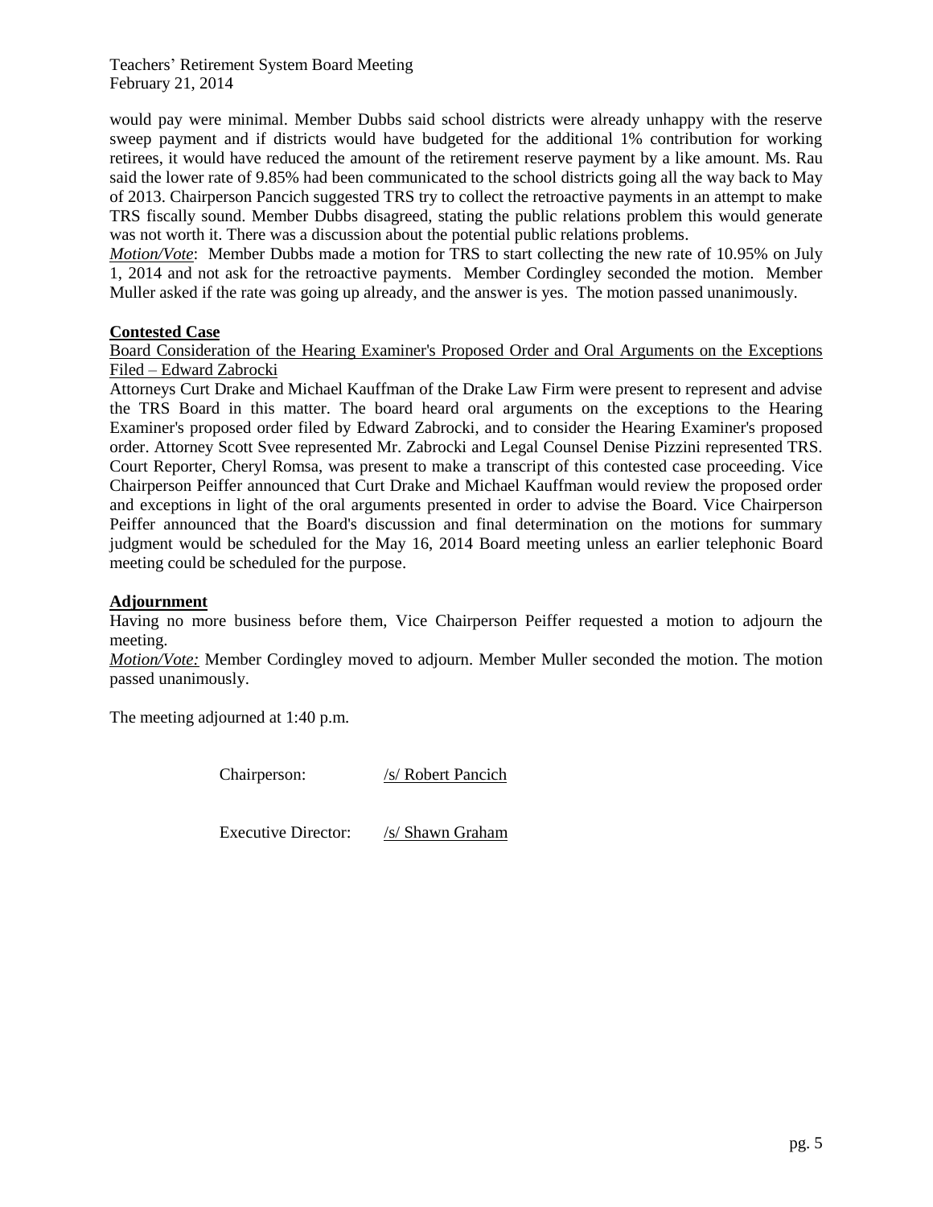would pay were minimal. Member Dubbs said school districts were already unhappy with the reserve sweep payment and if districts would have budgeted for the additional 1% contribution for working retirees, it would have reduced the amount of the retirement reserve payment by a like amount. Ms. Rau said the lower rate of 9.85% had been communicated to the school districts going all the way back to May of 2013. Chairperson Pancich suggested TRS try to collect the retroactive payments in an attempt to make TRS fiscally sound. Member Dubbs disagreed, stating the public relations problem this would generate was not worth it. There was a discussion about the potential public relations problems.

*Motion/Vote*: Member Dubbs made a motion for TRS to start collecting the new rate of 10.95% on July 1, 2014 and not ask for the retroactive payments. Member Cordingley seconded the motion. Member Muller asked if the rate was going up already, and the answer is yes. The motion passed unanimously.

## Contested Case

Board Consideration of the Hearing Examiner's Proposed Order and Oral Arguments on the Exceptions Filed – Edward Zabrocki

Attorneys Curt Drake and Michael Kauffman of the Drake Law Firm were present to represent and advise the TRS Board in this matter. The board heard oral arguments on the exceptions to the Hearing Examiner's proposed order filed by Edward Zabrocki, and to consider the Hearing Examiner's proposed order. Attorney Scott Svee represented Mr. Zabrocki and Legal Counsel Denise Pizzini represented TRS. Court Reporter, Cheryl Romsa, was present to make a transcript of this contested case proceeding. Vice Chairperson Peiffer announced that Curt Drake and Michael Kauffman would review the proposed order and exceptions in light of the oral arguments presented in order to advise the Board. Vice Chairperson Peiffer announced that the Board's discussion and final determination on the motions for summary judgment would be scheduled for the May 16, 2014 Board meeting unless an earlier telephonic Board meeting could be scheduled for the purpose.

## Adjournment

Having no more business before them, Vice Chairperson Peiffer requested a motion to adjourn the meeting.

*Motion/Vote:* Member Cordingley moved to adjourn. Member Muller seconded the motion. The motion passed unanimously.

The meeting adjourned at 1:40 p.m.

Chairperson: /s/ Robert Pancich

Executive Director: /s/ Shawn Graham